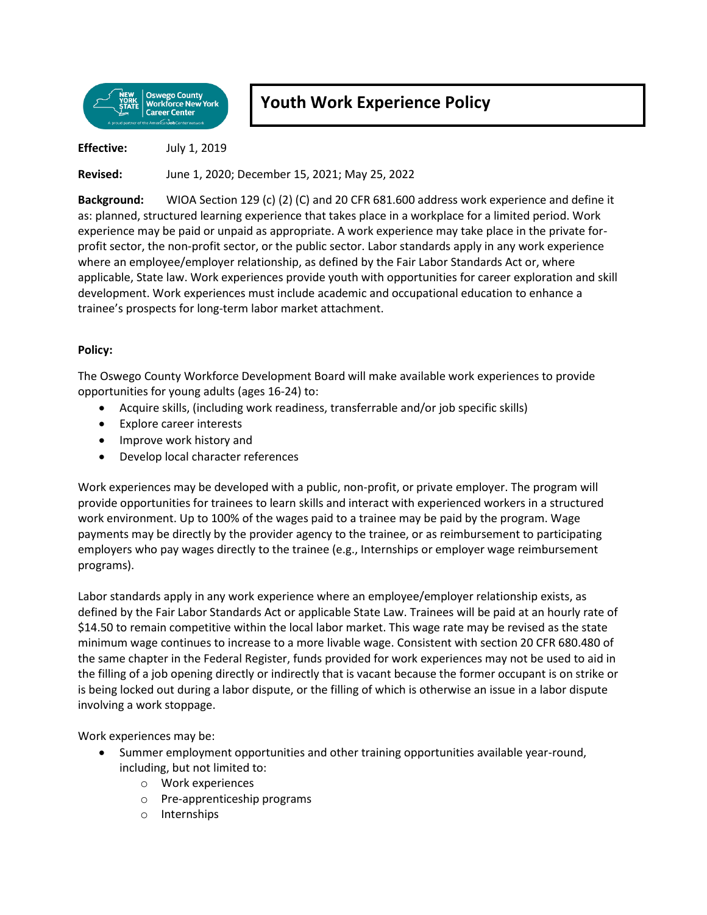# Youth Work Experience Policy

**Effective:** July 1, 2019

**Revised:** June 1, 2020; December 15, 2021; May 25, 2022

**Background:** WIOA Section 129 (c) (2) (C) and 20 CFR 681.600 address work experience and define it as: planned, structured learning experience that takes place in a workplace for a limited period. Work experience may be paid or unpaid as appropriate. A work experience may take place in the private for-profit sector, the non-profit sector, or the public sector. Labor standards apply in any work experience where an employee/employer relationship, as defined by the Fair Labor Standards Act or, where applicable, State law. Work experiences provide youth with opportunities for career exploration and skill development. Work experiences must include academic and occupational education to enhance a trainee's prospects for long-term labor market attachment.

**Policy:**

The Oswego County Workforce Development Board will make available work experiences to provide opportunities for young adults (ages 16-24) to:

- Acquire skills, (including work readiness, transferrable and/or job specific skills)
- Explore career interests
- Improve work history and
- Develop local character references

Work experiences may be developed with a public, non-profit, or private employer. The program will provide opportunities for trainees to learn skills and interact with experienced workers in a structured work environment. Up to 100% of the wages paid to a trainee may be paid by the program. Wage payments may be directly by the provider agency to the trainee, or as reimbursement to participating employers who pay wages directly to the trainee (e.g., Internships or employer wage reimbursement programs).

Labor standards apply in any work experience where an employee/employer relationship exists, as defined by the Fair Labor Standards Act or applicable State Law. Trainees will be paid at an hourly rate of $14.50 to remain competitive within the local labor market. This wage rate may be revised as the state minimum wage continues to increase to a more livable wage. Consistent with section 20 CFR 680.480 of the same chapter in the Federal Register, funds provided for work experiences may not be used to aid in the filling of a job opening directly or indirectly that is vacant because the former occupant is on strike or is being locked out during a labor dispute, or the filling of which is otherwise an issue in a labor dispute involving a work stoppage.

Work experiences may be:

- Summer employment opportunities and other training opportunities available year-round, including, but not limited to:
  - Work experiences
  - Pre-apprenticeship programs
  - Internships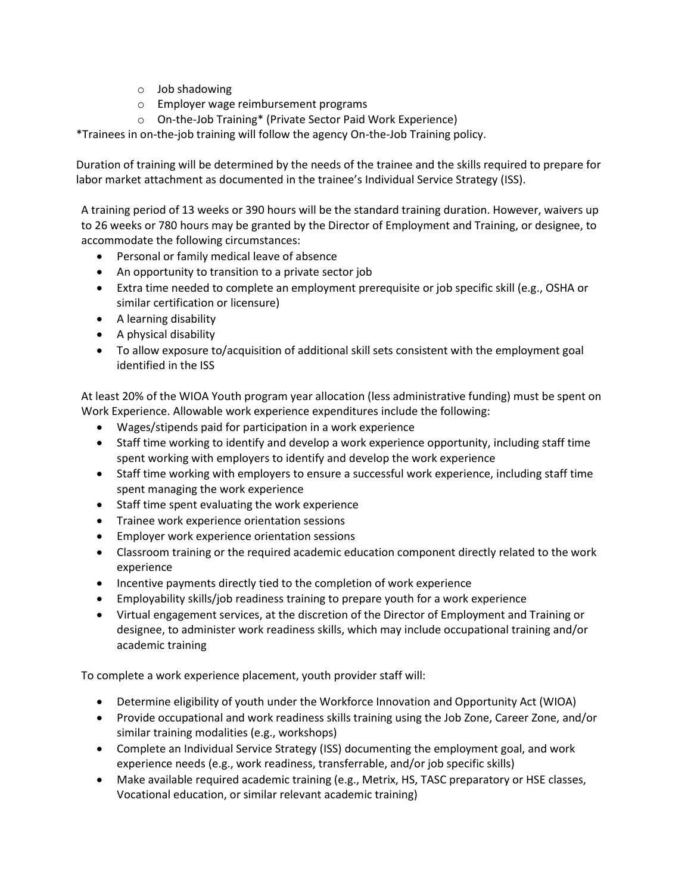- Job shadowing
  - Employer wage reimbursement programs
  - On-the-Job Training* (Private Sector Paid Work Experience)

*Trainees in on-the-job training will follow the agency On-the-Job Training policy.

Duration of training will be determined by the needs of the trainee and the skills required to prepare for labor market attachment as documented in the trainee's Individual Service Strategy (ISS).

A training period of 13 weeks or 390 hours will be the standard training duration. However, waivers up to 26 weeks or 780 hours may be granted by the Director of Employment and Training, or designee, to accommodate the following circumstances:

- Personal or family medical leave of absence
- An opportunity to transition to a private sector job
- Extra time needed to complete an employment prerequisite or job specific skill (e.g., OSHA or similar certification or licensure)
- A learning disability
- A physical disability
- To allow exposure to/acquisition of additional skill sets consistent with the employment goal identified in the ISS

At least 20% of the WIOA Youth program year allocation (less administrative funding) must be spent on Work Experience. Allowable work experience expenditures include the following:

- Wages/stipends paid for participation in a work experience
- Staff time working to identify and develop a work experience opportunity, including staff time spent working with employers to identify and develop the work experience
- Staff time working with employers to ensure a successful work experience, including staff time spent managing the work experience
- Staff time spent evaluating the work experience
- Trainee work experience orientation sessions
- Employer work experience orientation sessions
- Classroom training or the required academic education component directly related to the work experience
- Incentive payments directly tied to the completion of work experience
- Employability skills/job readiness training to prepare youth for a work experience
- Virtual engagement services, at the discretion of the Director of Employment and Training or designee, to administer work readiness skills, which may include occupational training and/or academic training

To complete a work experience placement, youth provider staff will:

- Determine eligibility of youth under the Workforce Innovation and Opportunity Act (WIOA)
- Provide occupational and work readiness skills training using the Job Zone, Career Zone, and/or similar training modalities (e.g., workshops)
- Complete an Individual Service Strategy (ISS) documenting the employment goal, and work experience needs (e.g., work readiness, transferrable, and/or job specific skills)
- Make available required academic training (e.g., Metrix, HS, TASC preparatory or HSE classes, Vocational education, or similar relevant academic training)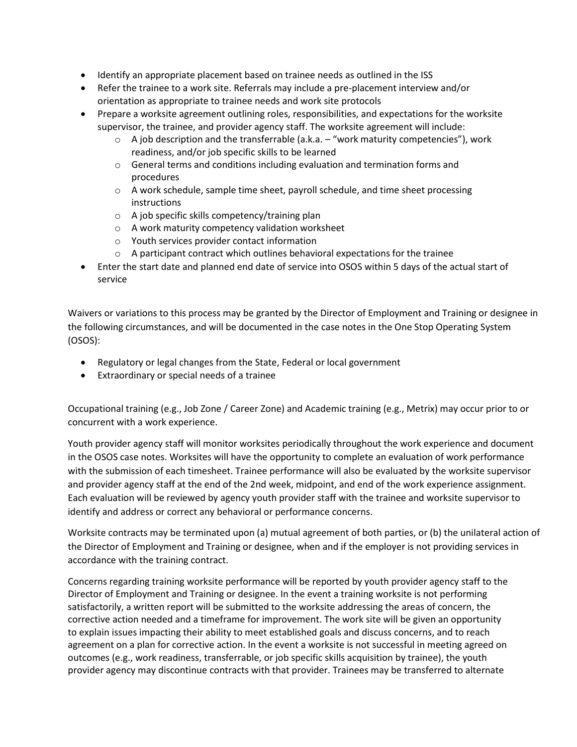- Identify an appropriate placement based on trainee needs as outlined in the ISS
- Refer the trainee to a work site. Referrals may include a pre-placement interview and/or orientation as appropriate to trainee needs and work site protocols
- Prepare a worksite agreement outlining roles, responsibilities, and expectations for the worksite supervisor, the trainee, and provider agency staff. The worksite agreement will include:
  - A job description and the transferrable (a.k.a. – "work maturity competencies"), work readiness, and/or job specific skills to be learned
  - General terms and conditions including evaluation and termination forms and procedures
  - A work schedule, sample time sheet, payroll schedule, and time sheet processing instructions
  - A job specific skills competency/training plan
  - A work maturity competency validation worksheet
  - Youth services provider contact information
  - A participant contract which outlines behavioral expectations for the trainee
- Enter the start date and planned end date of service into OSOS within 5 days of the actual start of service

Waivers or variations to this process may be granted by the Director of Employment and Training or designee in the following circumstances, and will be documented in the case notes in the One Stop Operating System (OSOS):

- Regulatory or legal changes from the State, Federal or local government
- Extraordinary or special needs of a trainee

Occupational training (e.g., Job Zone / Career Zone) and Academic training (e.g., Metrix) may occur prior to or concurrent with a work experience.

Youth provider agency staff will monitor worksites periodically throughout the work experience and document in the OSOS case notes. Worksites will have the opportunity to complete an evaluation of work performance with the submission of each timesheet. Trainee performance will also be evaluated by the worksite supervisor and provider agency staff at the end of the 2nd week, midpoint, and end of the work experience assignment. Each evaluation will be reviewed by agency youth provider staff with the trainee and worksite supervisor to identify and address or correct any behavioral or performance concerns.

Worksite contracts may be terminated upon (a) mutual agreement of both parties, or (b) the unilateral action of the Director of Employment and Training or designee, when and if the employer is not providing services in accordance with the training contract.

Concerns regarding training worksite performance will be reported by youth provider agency staff to the Director of Employment and Training or designee. In the event a training worksite is not performing satisfactorily, a written report will be submitted to the worksite addressing the areas of concern, the corrective action needed and a timeframe for improvement. The work site will be given an opportunity to explain issues impacting their ability to meet established goals and discuss concerns, and to reach agreement on a plan for corrective action. In the event a worksite is not successful in meeting agreed on outcomes (e.g., work readiness, transferrable, or job specific skills acquisition by trainee), the youth provider agency may discontinue contracts with that provider. Trainees may be transferred to alternate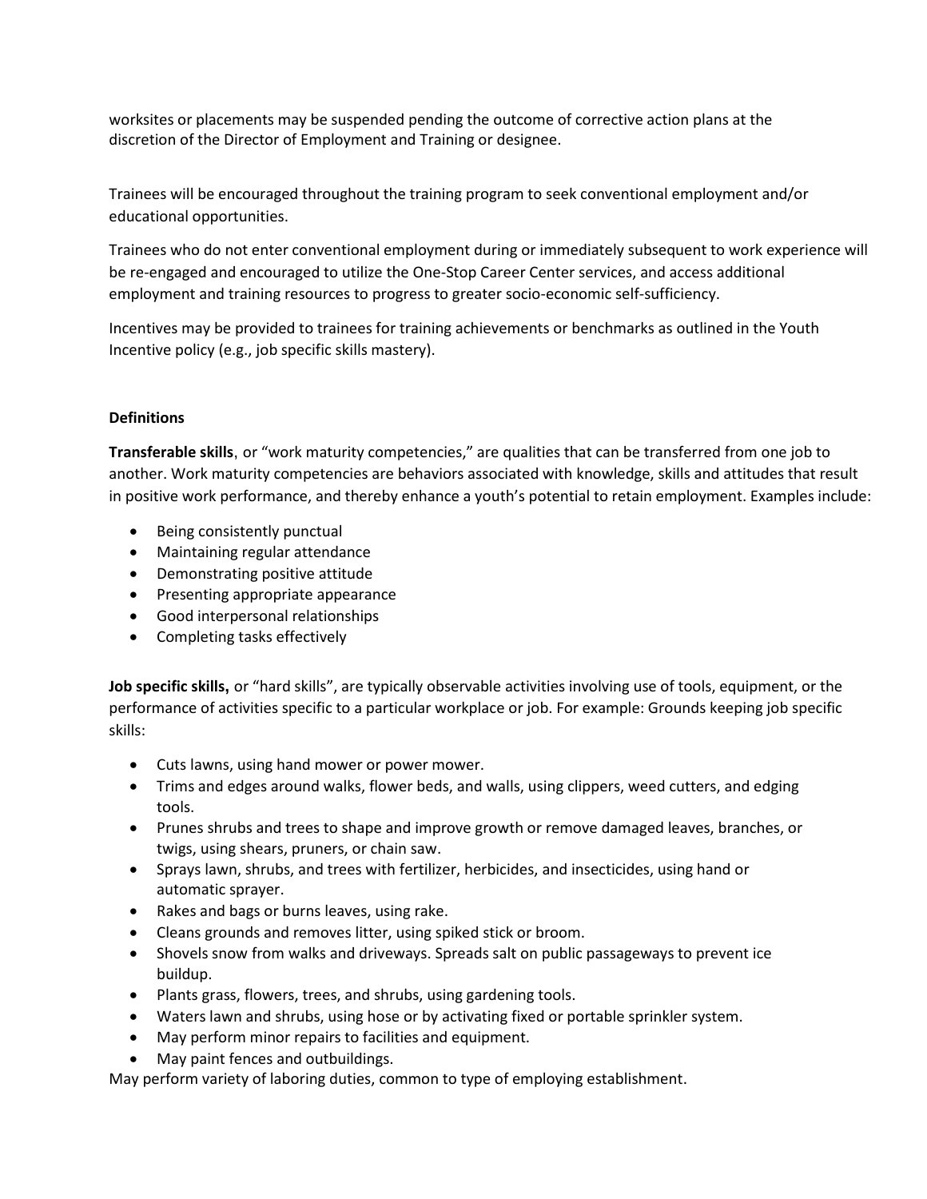worksites or placements may be suspended pending the outcome of corrective action plans at the discretion of the Director of Employment and Training or designee.

Trainees will be encouraged throughout the training program to seek conventional employment and/or educational opportunities.

Trainees who do not enter conventional employment during or immediately subsequent to work experience will be re-engaged and encouraged to utilize the One-Stop Career Center services, and access additional employment and training resources to progress to greater socio-economic self-sufficiency.

Incentives may be provided to trainees for training achievements or benchmarks as outlined in the Youth Incentive policy (e.g., job specific skills mastery).

**Definitions**

**Transferable skills**, or "work maturity competencies," are qualities that can be transferred from one job to another. Work maturity competencies are behaviors associated with knowledge, skills and attitudes that result in positive work performance, and thereby enhance a youth's potential to retain employment. Examples include:

- Being consistently punctual
- Maintaining regular attendance
- Demonstrating positive attitude
- Presenting appropriate appearance
- Good interpersonal relationships
- Completing tasks effectively

**Job specific skills,** or "hard skills", are typically observable activities involving use of tools, equipment, or the performance of activities specific to a particular workplace or job. For example: Grounds keeping job specific skills:

- Cuts lawns, using hand mower or power mower.
- Trims and edges around walks, flower beds, and walls, using clippers, weed cutters, and edging tools.
- Prunes shrubs and trees to shape and improve growth or remove damaged leaves, branches, or twigs, using shears, pruners, or chain saw.
- Sprays lawn, shrubs, and trees with fertilizer, herbicides, and insecticides, using hand or automatic sprayer.
- Rakes and bags or burns leaves, using rake.
- Cleans grounds and removes litter, using spiked stick or broom.
- Shovels snow from walks and driveways. Spreads salt on public passageways to prevent ice buildup.
- Plants grass, flowers, trees, and shrubs, using gardening tools.
- Waters lawn and shrubs, using hose or by activating fixed or portable sprinkler system.
- May perform minor repairs to facilities and equipment.
- May paint fences and outbuildings.

May perform variety of laboring duties, common to type of employing establishment.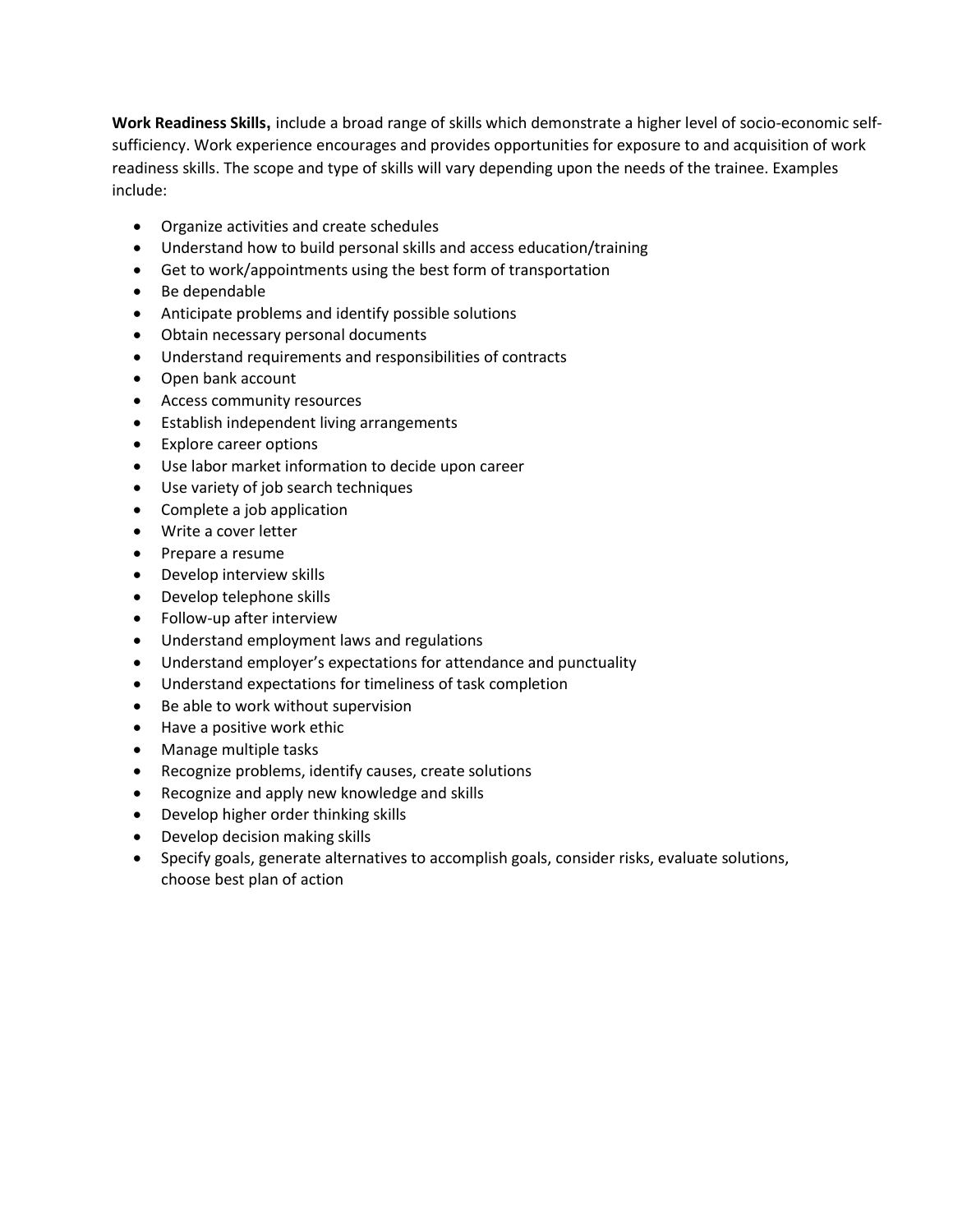**Work Readiness Skills,** include a broad range of skills which demonstrate a higher level of socio-economic self-sufficiency. Work experience encourages and provides opportunities for exposure to and acquisition of work readiness skills. The scope and type of skills will vary depending upon the needs of the trainee. Examples include:

- Organize activities and create schedules
- Understand how to build personal skills and access education/training
- Get to work/appointments using the best form of transportation
- Be dependable
- Anticipate problems and identify possible solutions
- Obtain necessary personal documents
- Understand requirements and responsibilities of contracts
- Open bank account
- Access community resources
- Establish independent living arrangements
- Explore career options
- Use labor market information to decide upon career
- Use variety of job search techniques
- Complete a job application
- Write a cover letter
- Prepare a resume
- Develop interview skills
- Develop telephone skills
- Follow-up after interview
- Understand employment laws and regulations
- Understand employer's expectations for attendance and punctuality
- Understand expectations for timeliness of task completion
- Be able to work without supervision
- Have a positive work ethic
- Manage multiple tasks
- Recognize problems, identify causes, create solutions
- Recognize and apply new knowledge and skills
- Develop higher order thinking skills
- Develop decision making skills
- Specify goals, generate alternatives to accomplish goals, consider risks, evaluate solutions, choose best plan of action